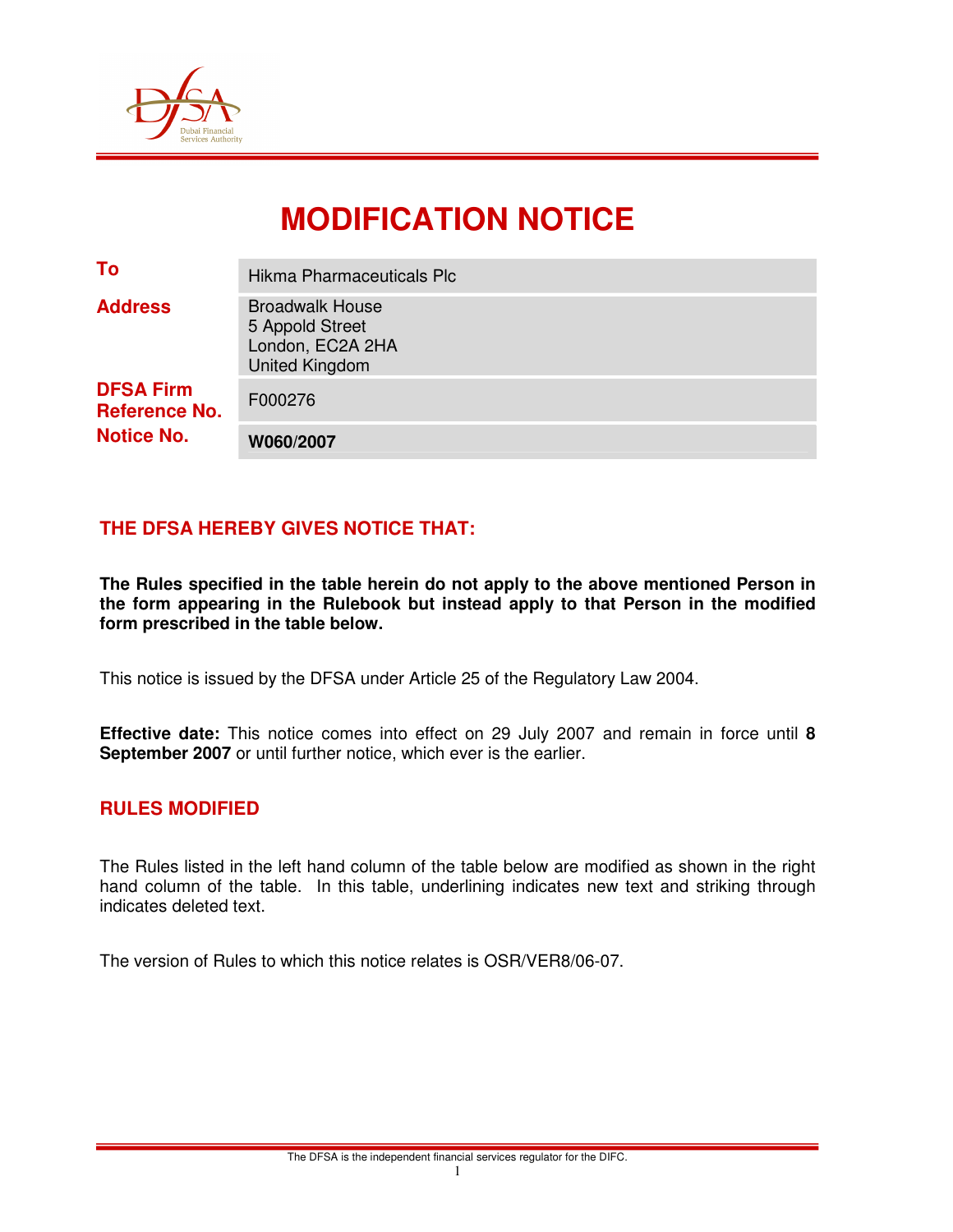# MODIFICATION NOTICE

| | |
|---|---|
| **To** | Hikma Pharmaceuticals Plc |
| **Address** | Broadwalk House<br>5 Appold Street<br>London, EC2A 2HA<br>United Kingdom |
| **DFSA Firm Reference No.** | F000276 |
| **Notice No.** | **W060/2007** |

## THE DFSA HEREBY GIVES NOTICE THAT:

**The Rules specified in the table herein do not apply to the above mentioned Person in the form appearing in the Rulebook but instead apply to that Person in the modified form prescribed in the table below.**

This notice is issued by the DFSA under Article 25 of the Regulatory Law 2004.

**Effective date:** This notice comes into effect on 29 July 2007 and remain in force until **8 September 2007** or until further notice, which ever is the earlier.

## RULES MODIFIED

The Rules listed in the left hand column of the table below are modified as shown in the right hand column of the table. In this table, underlining indicates new text and striking through indicates deleted text.

The version of Rules to which this notice relates is OSR/VER8/06-07.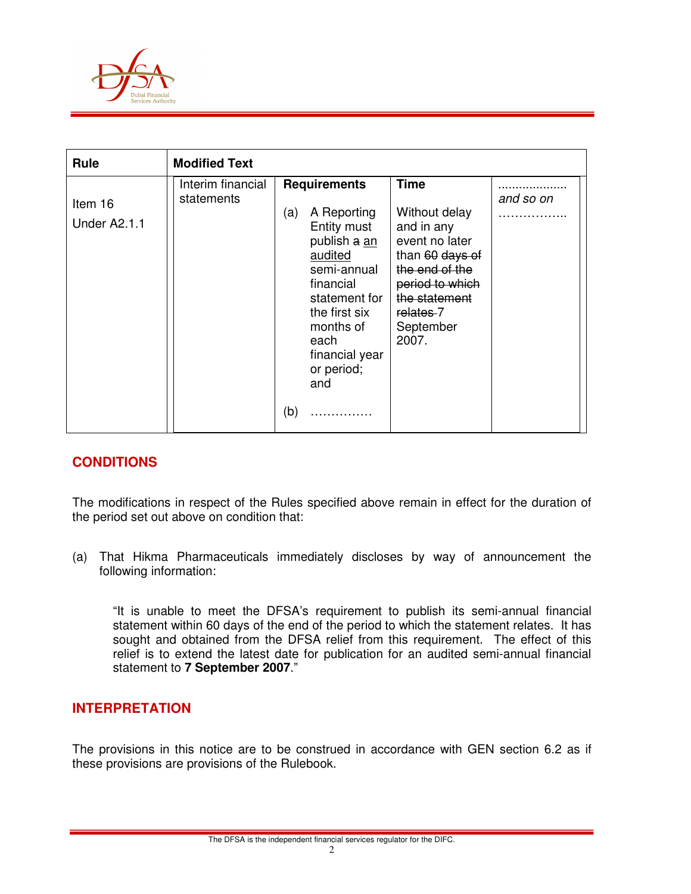| Rule | Modified Text | | | |
|---|---|---|---|---|
| Item 16 Under A2.1.1 | Interim financial statements | **Requirements**<br><br>(a) A Reporting Entity must publish ~~a~~ <u>an audited</u> semi-annual financial statement for the first six months of each financial year or period; and<br><br>(b) …………… | **Time**<br><br>Without delay and in any event no later than ~~60 days of the end of the period to which the statement relates~~ 7 September 2007. | ………………<br>*and so on*<br>…………….. |

## CONDITIONS

The modifications in respect of the Rules specified above remain in effect for the duration of the period set out above on condition that:

(a) That Hikma Pharmaceuticals immediately discloses by way of announcement the following information:

> "It is unable to meet the DFSA's requirement to publish its semi-annual financial statement within 60 days of the end of the period to which the statement relates. It has sought and obtained from the DFSA relief from this requirement. The effect of this relief is to extend the latest date for publication for an audited semi-annual financial statement to **7 September 2007**."

## INTERPRETATION

The provisions in this notice are to be construed in accordance with GEN section 6.2 as if these provisions are provisions of the Rulebook.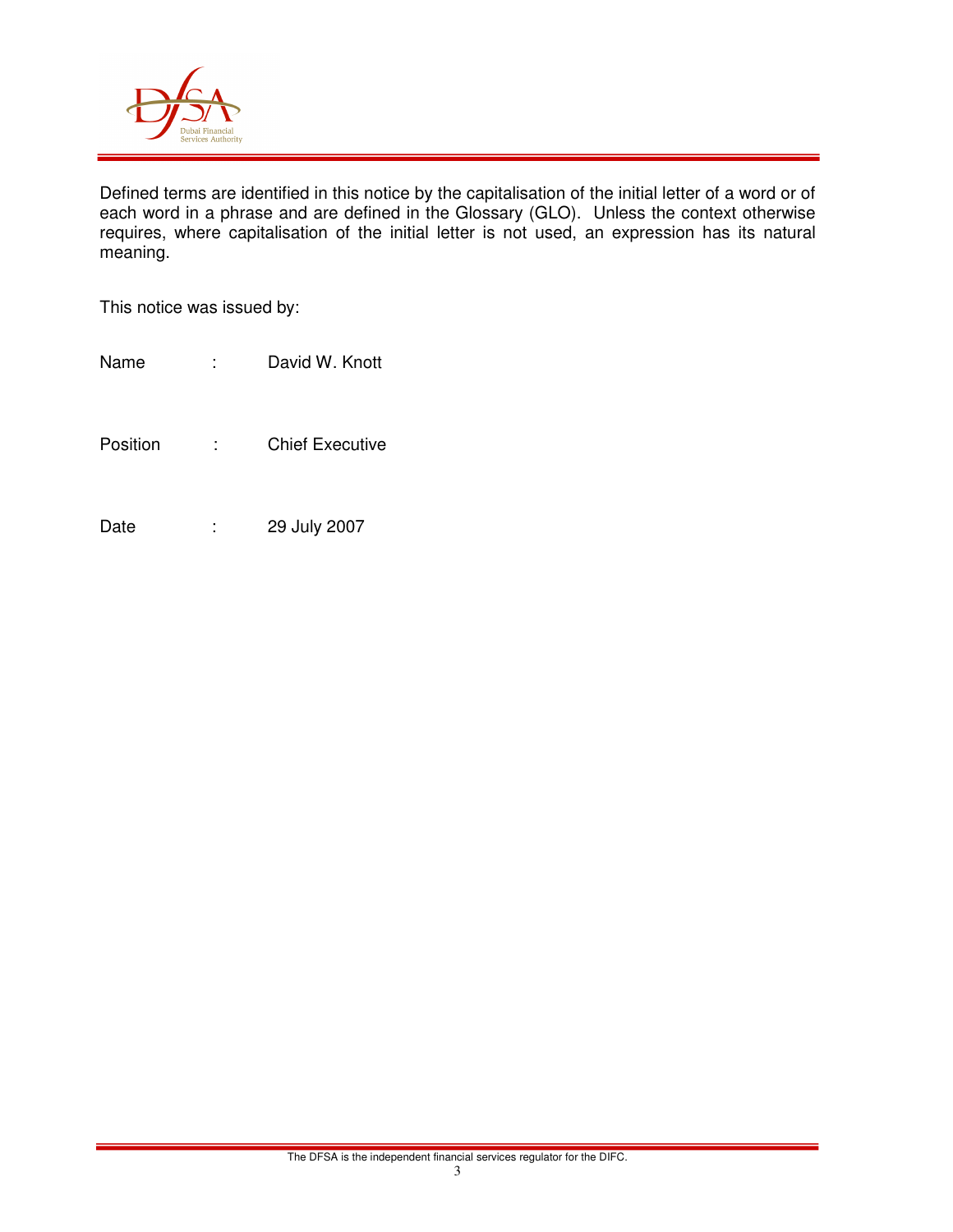Defined terms are identified in this notice by the capitalisation of the initial letter of a word or of each word in a phrase and are defined in the Glossary (GLO). Unless the context otherwise requires, where capitalisation of the initial letter is not used, an expression has its natural meaning.

This notice was issued by:

| | | |
|---|---|---|
| Name | : | David W. Knott |
| Position | : | Chief Executive |
| Date | : | 29 July 2007 |